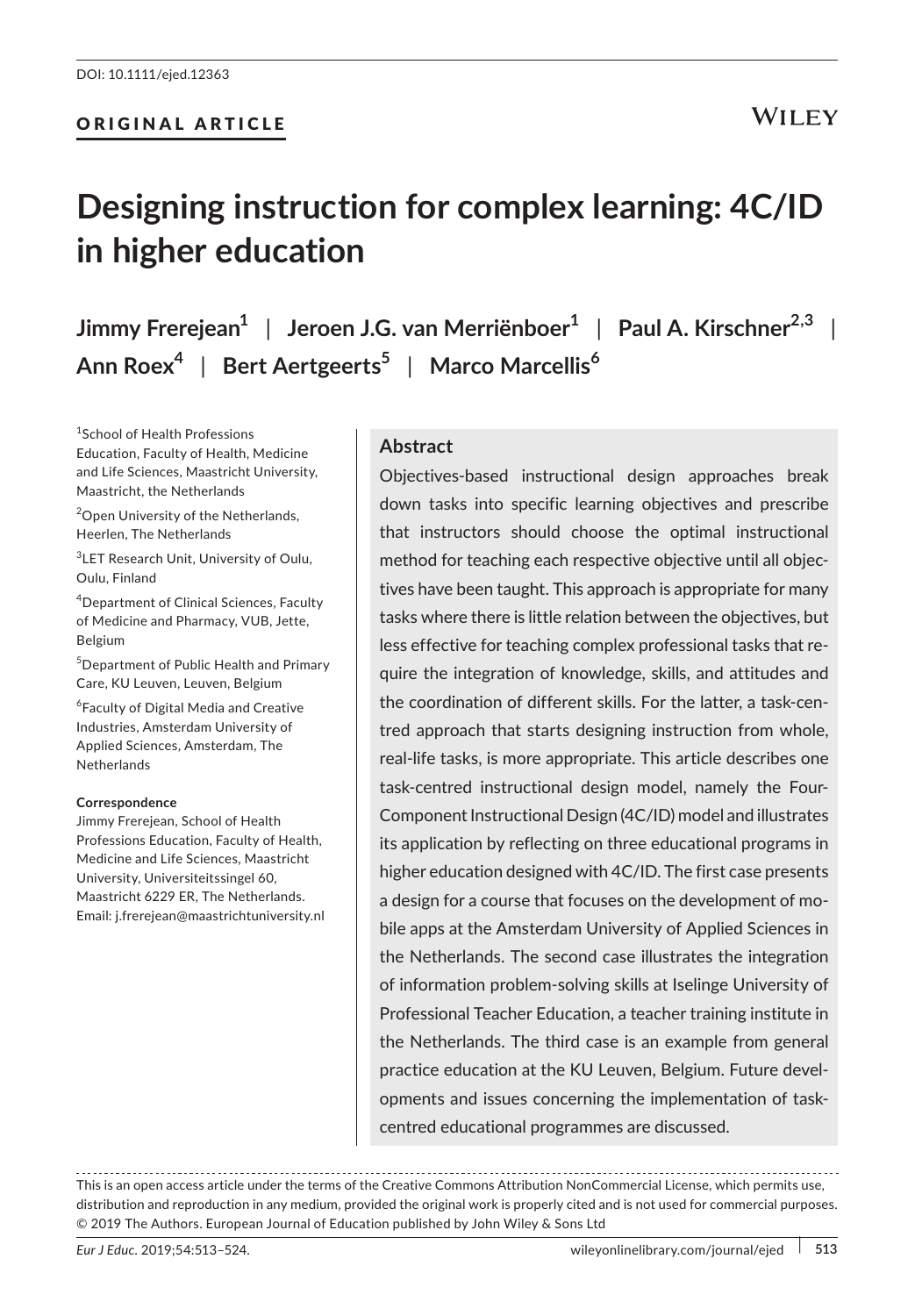DOI: 10.1111/ejed.12363

ORIGINAL ARTICLE

# Designing instruction for complex learning: 4C/ID in higher education

**Jimmy Frerejean[1] | Jeroen J.G. van Merriënboer[1] | Paul A. Kirschner[2,3] | Ann Roex[4] | Bert Aertgeerts[5] | Marco Marcellis[6]**

[1]School of Health Professions Education, Faculty of Health, Medicine and Life Sciences, Maastricht University, Maastricht, the Netherlands

[2]Open University of the Netherlands, Heerlen, The Netherlands

[3]LET Research Unit, University of Oulu, Oulu, Finland

[4]Department of Clinical Sciences, Faculty of Medicine and Pharmacy, VUB, Jette, Belgium

[5]Department of Public Health and Primary Care, KU Leuven, Leuven, Belgium

[6]Faculty of Digital Media and Creative Industries, Amsterdam University of Applied Sciences, Amsterdam, The Netherlands

**Correspondence**
Jimmy Frerejean, School of Health Professions Education, Faculty of Health, Medicine and Life Sciences, Maastricht University, Universiteitssingel 60, Maastricht 6229 ER, The Netherlands.
Email: j.frerejean@maastrichtuniversity.nl

## Abstract

Objectives-based instructional design approaches break down tasks into specific learning objectives and prescribe that instructors should choose the optimal instructional method for teaching each respective objective until all objectives have been taught. This approach is appropriate for many tasks where there is little relation between the objectives, but less effective for teaching complex professional tasks that require the integration of knowledge, skills, and attitudes and the coordination of different skills. For the latter, a task-centred approach that starts designing instruction from whole, real-life tasks, is more appropriate. This article describes one task-centred instructional design model, namely the Four-Component Instructional Design (4C/ID) model and illustrates its application by reflecting on three educational programs in higher education designed with 4C/ID. The first case presents a design for a course that focuses on the development of mobile apps at the Amsterdam University of Applied Sciences in the Netherlands. The second case illustrates the integration of information problem-solving skills at Iselinge University of Professional Teacher Education, a teacher training institute in the Netherlands. The third case is an example from general practice education at the KU Leuven, Belgium. Future developments and issues concerning the implementation of task-centred educational programmes are discussed.

This is an open access article under the terms of the Creative Commons Attribution NonCommercial License, which permits use, distribution and reproduction in any medium, provided the original work is properly cited and is not used for commercial purposes.
© 2019 The Authors. European Journal of Education published by John Wiley & Sons Ltd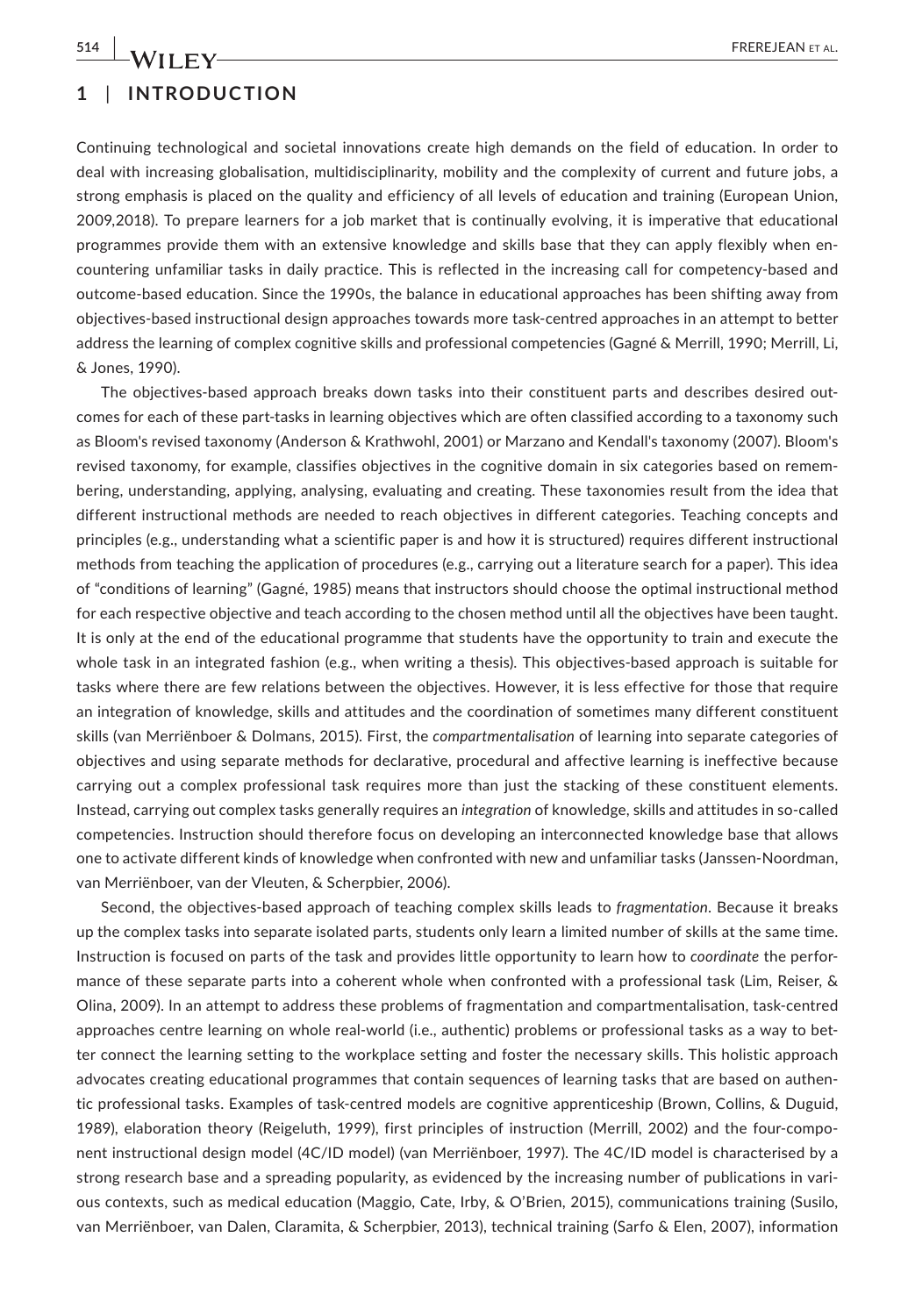## 1 | INTRODUCTION

Continuing technological and societal innovations create high demands on the field of education. In order to deal with increasing globalisation, multidisciplinarity, mobility and the complexity of current and future jobs, a strong emphasis is placed on the quality and efficiency of all levels of education and training (European Union, 2009,2018). To prepare learners for a job market that is continually evolving, it is imperative that educational programmes provide them with an extensive knowledge and skills base that they can apply flexibly when encountering unfamiliar tasks in daily practice. This is reflected in the increasing call for competency-based and outcome-based education. Since the 1990s, the balance in educational approaches has been shifting away from objectives-based instructional design approaches towards more task-centred approaches in an attempt to better address the learning of complex cognitive skills and professional competencies (Gagné & Merrill, 1990; Merrill, Li, & Jones, 1990).

The objectives-based approach breaks down tasks into their constituent parts and describes desired outcomes for each of these part-tasks in learning objectives which are often classified according to a taxonomy such as Bloom's revised taxonomy (Anderson & Krathwohl, 2001) or Marzano and Kendall's taxonomy (2007). Bloom's revised taxonomy, for example, classifies objectives in the cognitive domain in six categories based on remembering, understanding, applying, analysing, evaluating and creating. These taxonomies result from the idea that different instructional methods are needed to reach objectives in different categories. Teaching concepts and principles (e.g., understanding what a scientific paper is and how it is structured) requires different instructional methods from teaching the application of procedures (e.g., carrying out a literature search for a paper). This idea of "conditions of learning" (Gagné, 1985) means that instructors should choose the optimal instructional method for each respective objective and teach according to the chosen method until all the objectives have been taught. It is only at the end of the educational programme that students have the opportunity to train and execute the whole task in an integrated fashion (e.g., when writing a thesis). This objectives-based approach is suitable for tasks where there are few relations between the objectives. However, it is less effective for those that require an integration of knowledge, skills and attitudes and the coordination of sometimes many different constituent skills (van Merriënboer & Dolmans, 2015). First, the *compartmentalisation* of learning into separate categories of objectives and using separate methods for declarative, procedural and affective learning is ineffective because carrying out a complex professional task requires more than just the stacking of these constituent elements. Instead, carrying out complex tasks generally requires an *integration* of knowledge, skills and attitudes in so-called competencies. Instruction should therefore focus on developing an interconnected knowledge base that allows one to activate different kinds of knowledge when confronted with new and unfamiliar tasks (Janssen-Noordman, van Merriënboer, van der Vleuten, & Scherpbier, 2006).

Second, the objectives-based approach of teaching complex skills leads to *fragmentation*. Because it breaks up the complex tasks into separate isolated parts, students only learn a limited number of skills at the same time. Instruction is focused on parts of the task and provides little opportunity to learn how to *coordinate* the performance of these separate parts into a coherent whole when confronted with a professional task (Lim, Reiser, & Olina, 2009). In an attempt to address these problems of fragmentation and compartmentalisation, task-centred approaches centre learning on whole real-world (i.e., authentic) problems or professional tasks as a way to better connect the learning setting to the workplace setting and foster the necessary skills. This holistic approach advocates creating educational programmes that contain sequences of learning tasks that are based on authentic professional tasks. Examples of task-centred models are cognitive apprenticeship (Brown, Collins, & Duguid, 1989), elaboration theory (Reigeluth, 1999), first principles of instruction (Merrill, 2002) and the four-component instructional design model (4C/ID model) (van Merriënboer, 1997). The 4C/ID model is characterised by a strong research base and a spreading popularity, as evidenced by the increasing number of publications in various contexts, such as medical education (Maggio, Cate, Irby, & O'Brien, 2015), communications training (Susilo, van Merriënboer, van Dalen, Claramita, & Scherpbier, 2013), technical training (Sarfo & Elen, 2007), information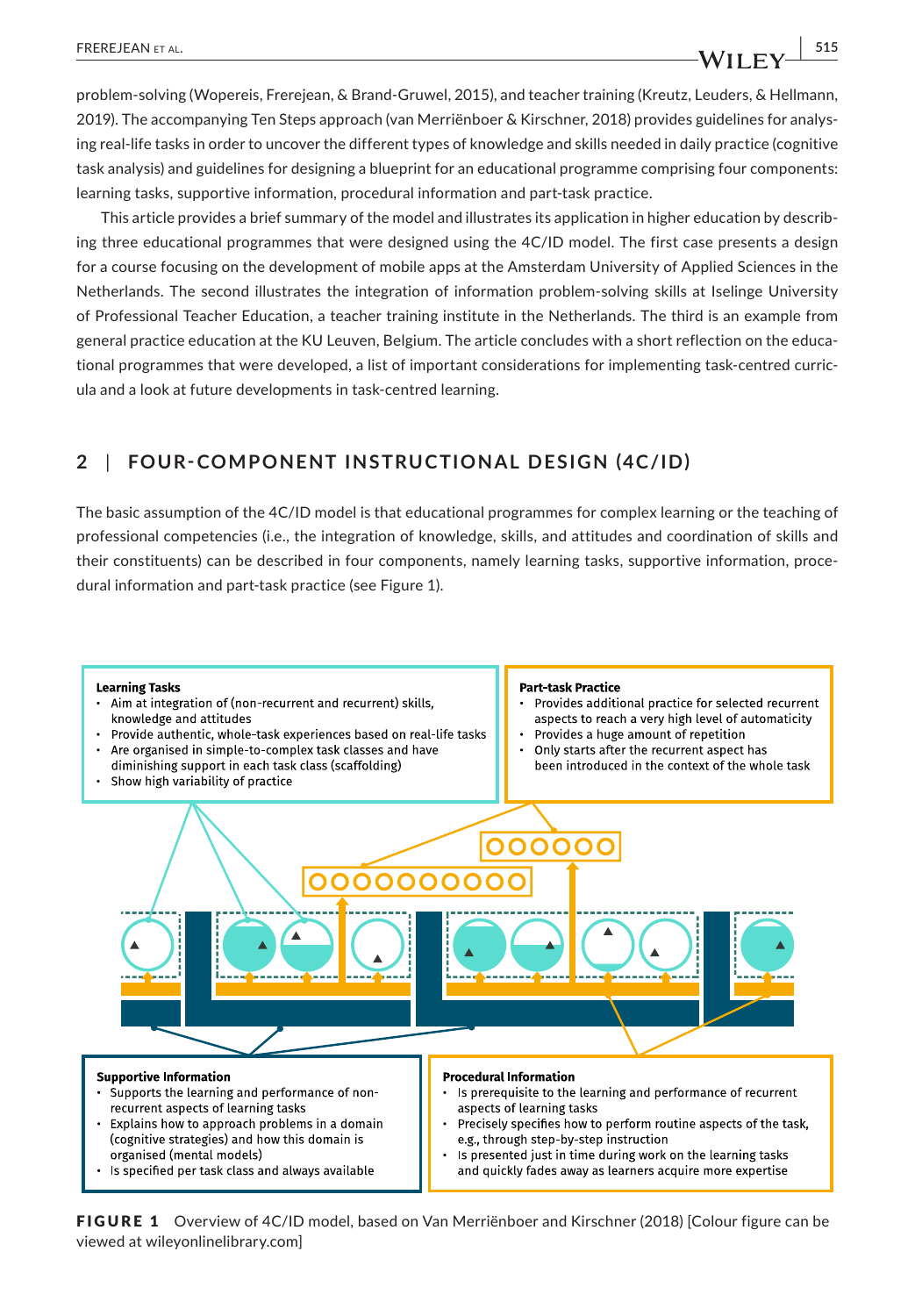problem-solving (Wopereis, Frerejean, & Brand-Gruwel, 2015), and teacher training (Kreutz, Leuders, & Hellmann, 2019). The accompanying Ten Steps approach (van Merriënboer & Kirschner, 2018) provides guidelines for analysing real-life tasks in order to uncover the different types of knowledge and skills needed in daily practice (cognitive task analysis) and guidelines for designing a blueprint for an educational programme comprising four components: learning tasks, supportive information, procedural information and part-task practice.

This article provides a brief summary of the model and illustrates its application in higher education by describing three educational programmes that were designed using the 4C/ID model. The first case presents a design for a course focusing on the development of mobile apps at the Amsterdam University of Applied Sciences in the Netherlands. The second illustrates the integration of information problem-solving skills at Iselinge University of Professional Teacher Education, a teacher training institute in the Netherlands. The third is an example from general practice education at the KU Leuven, Belgium. The article concludes with a short reflection on the educational programmes that were developed, a list of important considerations for implementing task-centred curricula and a look at future developments in task-centred learning.

## 2 | FOUR-COMPONENT INSTRUCTIONAL DESIGN (4C/ID)

The basic assumption of the 4C/ID model is that educational programmes for complex learning or the teaching of professional competencies (i.e., the integration of knowledge, skills, and attitudes and coordination of skills and their constituents) can be described in four components, namely learning tasks, supportive information, procedural information and part-task practice (see Figure 1).

**Learning Tasks**
- Aim at integration of (non-recurrent and recurrent) skills, knowledge and attitudes
- Provide authentic, whole-task experiences based on real-life tasks
- Are organised in simple-to-complex task classes and have diminishing support in each task class (scaffolding)
- Show high variability of practice

**Part-task Practice**
- Provides additional practice for selected recurrent aspects to reach a very high level of automaticity
- Provides a huge amount of repetition
- Only starts after the recurrent aspect has been introduced in the context of the whole task

**Supportive Information**
- Supports the learning and performance of non-recurrent aspects of learning tasks
- Explains how to approach problems in a domain (cognitive strategies) and how this domain is organised (mental models)
- Is specified per task class and always available

**Procedural Information**
- Is prerequisite to the learning and performance of recurrent aspects of learning tasks
- Precisely specifies how to perform routine aspects of the task, e.g., through step-by-step instruction
- Is presented just in time during work on the learning tasks and quickly fades away as learners acquire more expertise

**FIGURE 1** Overview of 4C/ID model, based on Van Merriënboer and Kirschner (2018) [Colour figure can be viewed at wileyonlinelibrary.com]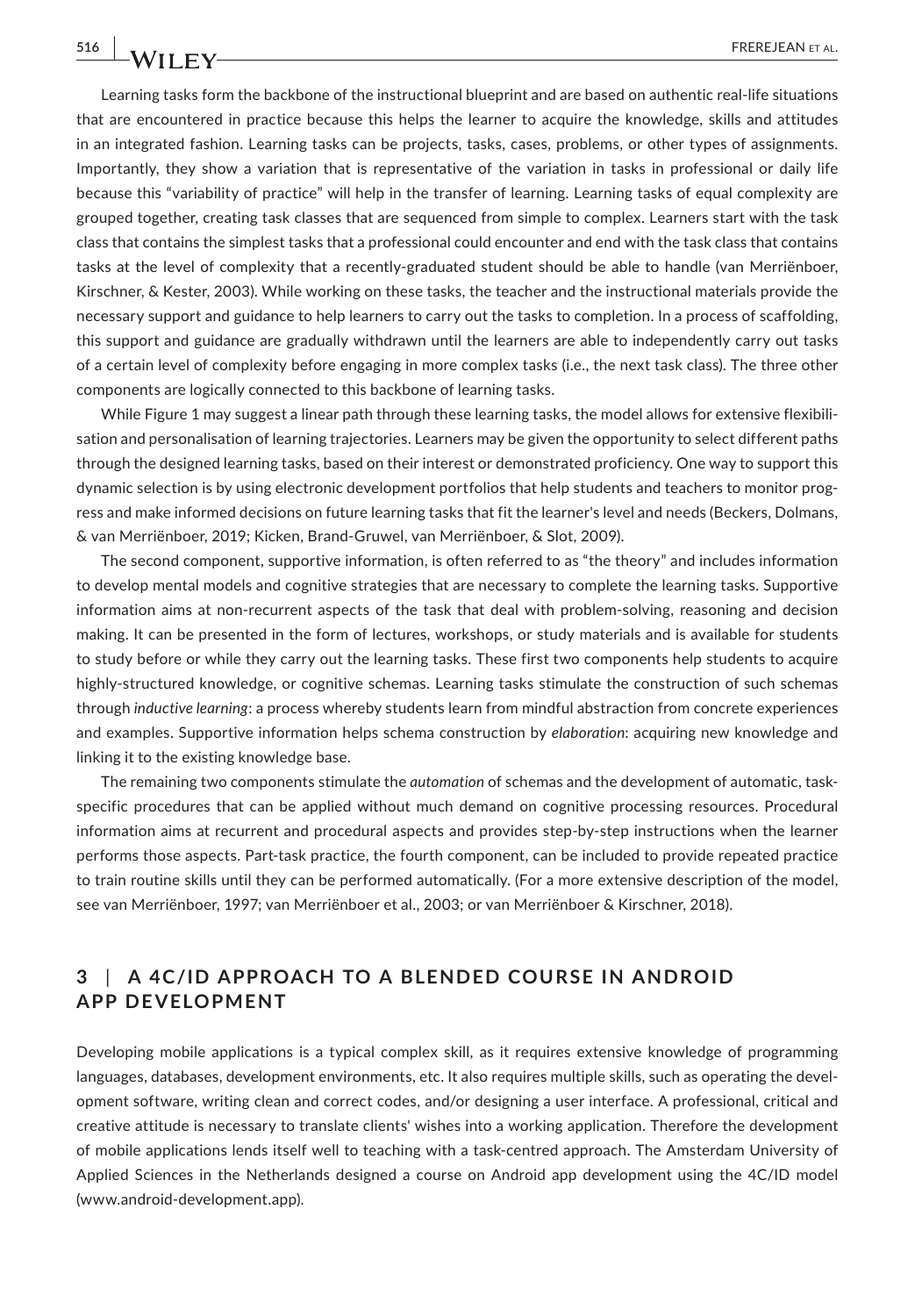Learning tasks form the backbone of the instructional blueprint and are based on authentic real-life situations that are encountered in practice because this helps the learner to acquire the knowledge, skills and attitudes in an integrated fashion. Learning tasks can be projects, tasks, cases, problems, or other types of assignments. Importantly, they show a variation that is representative of the variation in tasks in professional or daily life because this "variability of practice" will help in the transfer of learning. Learning tasks of equal complexity are grouped together, creating task classes that are sequenced from simple to complex. Learners start with the task class that contains the simplest tasks that a professional could encounter and end with the task class that contains tasks at the level of complexity that a recently-graduated student should be able to handle (van Merriënboer, Kirschner, & Kester, 2003). While working on these tasks, the teacher and the instructional materials provide the necessary support and guidance to help learners to carry out the tasks to completion. In a process of scaffolding, this support and guidance are gradually withdrawn until the learners are able to independently carry out tasks of a certain level of complexity before engaging in more complex tasks (i.e., the next task class). The three other components are logically connected to this backbone of learning tasks.

While Figure 1 may suggest a linear path through these learning tasks, the model allows for extensive flexibilisation and personalisation of learning trajectories. Learners may be given the opportunity to select different paths through the designed learning tasks, based on their interest or demonstrated proficiency. One way to support this dynamic selection is by using electronic development portfolios that help students and teachers to monitor progress and make informed decisions on future learning tasks that fit the learner's level and needs (Beckers, Dolmans, & van Merriënboer, 2019; Kicken, Brand-Gruwel, van Merriënboer, & Slot, 2009).

The second component, supportive information, is often referred to as "the theory" and includes information to develop mental models and cognitive strategies that are necessary to complete the learning tasks. Supportive information aims at non-recurrent aspects of the task that deal with problem-solving, reasoning and decision making. It can be presented in the form of lectures, workshops, or study materials and is available for students to study before or while they carry out the learning tasks. These first two components help students to acquire highly-structured knowledge, or cognitive schemas. Learning tasks stimulate the construction of such schemas through *inductive learning*: a process whereby students learn from mindful abstraction from concrete experiences and examples. Supportive information helps schema construction by *elaboration*: acquiring new knowledge and linking it to the existing knowledge base.

The remaining two components stimulate the *automation* of schemas and the development of automatic, task-specific procedures that can be applied without much demand on cognitive processing resources. Procedural information aims at recurrent and procedural aspects and provides step-by-step instructions when the learner performs those aspects. Part-task practice, the fourth component, can be included to provide repeated practice to train routine skills until they can be performed automatically. (For a more extensive description of the model, see van Merriënboer, 1997; van Merriënboer et al., 2003; or van Merriënboer & Kirschner, 2018).

## 3 | A 4C/ID APPROACH TO A BLENDED COURSE IN ANDROID APP DEVELOPMENT

Developing mobile applications is a typical complex skill, as it requires extensive knowledge of programming languages, databases, development environments, etc. It also requires multiple skills, such as operating the development software, writing clean and correct codes, and/or designing a user interface. A professional, critical and creative attitude is necessary to translate clients' wishes into a working application. Therefore the development of mobile applications lends itself well to teaching with a task-centred approach. The Amsterdam University of Applied Sciences in the Netherlands designed a course on Android app development using the 4C/ID model (www.android-development.app).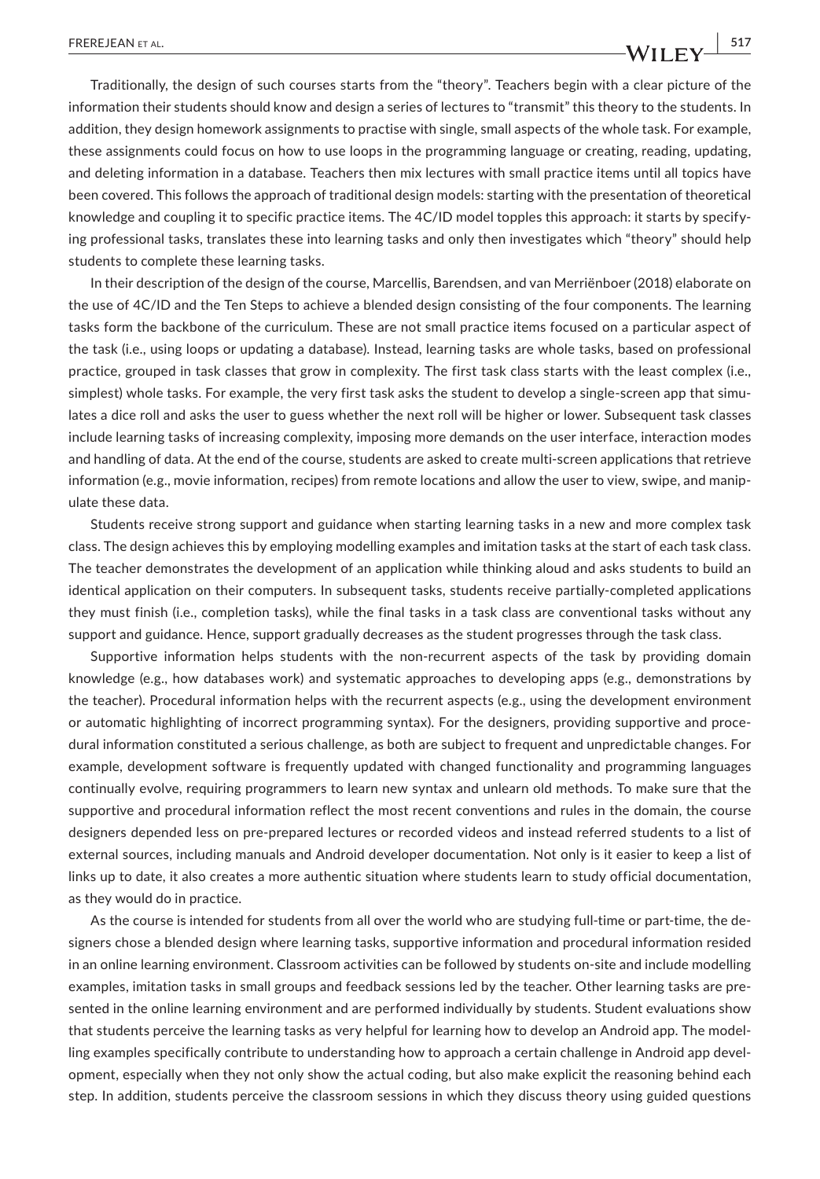Traditionally, the design of such courses starts from the "theory". Teachers begin with a clear picture of the information their students should know and design a series of lectures to "transmit" this theory to the students. In addition, they design homework assignments to practise with single, small aspects of the whole task. For example, these assignments could focus on how to use loops in the programming language or creating, reading, updating, and deleting information in a database. Teachers then mix lectures with small practice items until all topics have been covered. This follows the approach of traditional design models: starting with the presentation of theoretical knowledge and coupling it to specific practice items. The 4C/ID model topples this approach: it starts by specifying professional tasks, translates these into learning tasks and only then investigates which "theory" should help students to complete these learning tasks.

In their description of the design of the course, Marcellis, Barendsen, and van Merriënboer (2018) elaborate on the use of 4C/ID and the Ten Steps to achieve a blended design consisting of the four components. The learning tasks form the backbone of the curriculum. These are not small practice items focused on a particular aspect of the task (i.e., using loops or updating a database). Instead, learning tasks are whole tasks, based on professional practice, grouped in task classes that grow in complexity. The first task class starts with the least complex (i.e., simplest) whole tasks. For example, the very first task asks the student to develop a single-screen app that simulates a dice roll and asks the user to guess whether the next roll will be higher or lower. Subsequent task classes include learning tasks of increasing complexity, imposing more demands on the user interface, interaction modes and handling of data. At the end of the course, students are asked to create multi-screen applications that retrieve information (e.g., movie information, recipes) from remote locations and allow the user to view, swipe, and manipulate these data.

Students receive strong support and guidance when starting learning tasks in a new and more complex task class. The design achieves this by employing modelling examples and imitation tasks at the start of each task class. The teacher demonstrates the development of an application while thinking aloud and asks students to build an identical application on their computers. In subsequent tasks, students receive partially-completed applications they must finish (i.e., completion tasks), while the final tasks in a task class are conventional tasks without any support and guidance. Hence, support gradually decreases as the student progresses through the task class.

Supportive information helps students with the non-recurrent aspects of the task by providing domain knowledge (e.g., how databases work) and systematic approaches to developing apps (e.g., demonstrations by the teacher). Procedural information helps with the recurrent aspects (e.g., using the development environment or automatic highlighting of incorrect programming syntax). For the designers, providing supportive and procedural information constituted a serious challenge, as both are subject to frequent and unpredictable changes. For example, development software is frequently updated with changed functionality and programming languages continually evolve, requiring programmers to learn new syntax and unlearn old methods. To make sure that the supportive and procedural information reflect the most recent conventions and rules in the domain, the course designers depended less on pre-prepared lectures or recorded videos and instead referred students to a list of external sources, including manuals and Android developer documentation. Not only is it easier to keep a list of links up to date, it also creates a more authentic situation where students learn to study official documentation, as they would do in practice.

As the course is intended for students from all over the world who are studying full-time or part-time, the designers chose a blended design where learning tasks, supportive information and procedural information resided in an online learning environment. Classroom activities can be followed by students on-site and include modelling examples, imitation tasks in small groups and feedback sessions led by the teacher. Other learning tasks are presented in the online learning environment and are performed individually by students. Student evaluations show that students perceive the learning tasks as very helpful for learning how to develop an Android app. The modelling examples specifically contribute to understanding how to approach a certain challenge in Android app development, especially when they not only show the actual coding, but also make explicit the reasoning behind each step. In addition, students perceive the classroom sessions in which they discuss theory using guided questions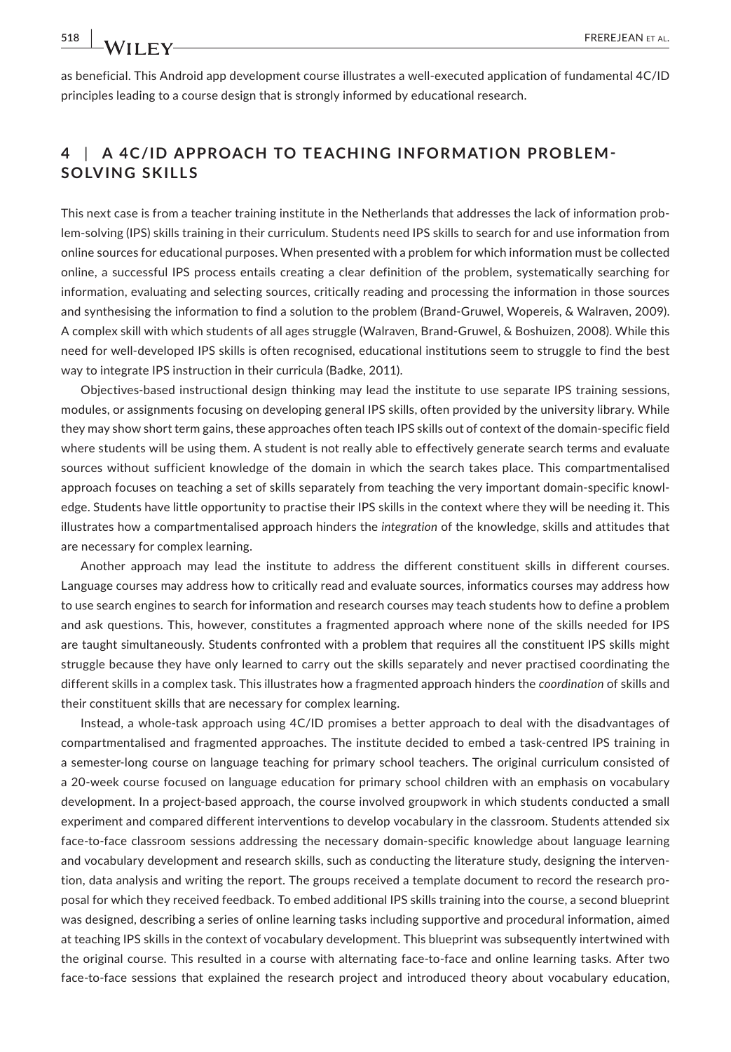as beneficial. This Android app development course illustrates a well-executed application of fundamental 4C/ID principles leading to a course design that is strongly informed by educational research.

## 4 | A 4C/ID APPROACH TO TEACHING INFORMATION PROBLEM-SOLVING SKILLS

This next case is from a teacher training institute in the Netherlands that addresses the lack of information problem-solving (IPS) skills training in their curriculum. Students need IPS skills to search for and use information from online sources for educational purposes. When presented with a problem for which information must be collected online, a successful IPS process entails creating a clear definition of the problem, systematically searching for information, evaluating and selecting sources, critically reading and processing the information in those sources and synthesising the information to find a solution to the problem (Brand-Gruwel, Wopereis, & Walraven, 2009). A complex skill with which students of all ages struggle (Walraven, Brand-Gruwel, & Boshuizen, 2008). While this need for well-developed IPS skills is often recognised, educational institutions seem to struggle to find the best way to integrate IPS instruction in their curricula (Badke, 2011).

Objectives-based instructional design thinking may lead the institute to use separate IPS training sessions, modules, or assignments focusing on developing general IPS skills, often provided by the university library. While they may show short term gains, these approaches often teach IPS skills out of context of the domain-specific field where students will be using them. A student is not really able to effectively generate search terms and evaluate sources without sufficient knowledge of the domain in which the search takes place. This compartmentalised approach focuses on teaching a set of skills separately from teaching the very important domain-specific knowledge. Students have little opportunity to practise their IPS skills in the context where they will be needing it. This illustrates how a compartmentalised approach hinders the *integration* of the knowledge, skills and attitudes that are necessary for complex learning.

Another approach may lead the institute to address the different constituent skills in different courses. Language courses may address how to critically read and evaluate sources, informatics courses may address how to use search engines to search for information and research courses may teach students how to define a problem and ask questions. This, however, constitutes a fragmented approach where none of the skills needed for IPS are taught simultaneously. Students confronted with a problem that requires all the constituent IPS skills might struggle because they have only learned to carry out the skills separately and never practised coordinating the different skills in a complex task. This illustrates how a fragmented approach hinders the *coordination* of skills and their constituent skills that are necessary for complex learning.

Instead, a whole-task approach using 4C/ID promises a better approach to deal with the disadvantages of compartmentalised and fragmented approaches. The institute decided to embed a task-centred IPS training in a semester-long course on language teaching for primary school teachers. The original curriculum consisted of a 20-week course focused on language education for primary school children with an emphasis on vocabulary development. In a project-based approach, the course involved groupwork in which students conducted a small experiment and compared different interventions to develop vocabulary in the classroom. Students attended six face-to-face classroom sessions addressing the necessary domain-specific knowledge about language learning and vocabulary development and research skills, such as conducting the literature study, designing the intervention, data analysis and writing the report. The groups received a template document to record the research proposal for which they received feedback. To embed additional IPS skills training into the course, a second blueprint was designed, describing a series of online learning tasks including supportive and procedural information, aimed at teaching IPS skills in the context of vocabulary development. This blueprint was subsequently intertwined with the original course. This resulted in a course with alternating face-to-face and online learning tasks. After two face-to-face sessions that explained the research project and introduced theory about vocabulary education,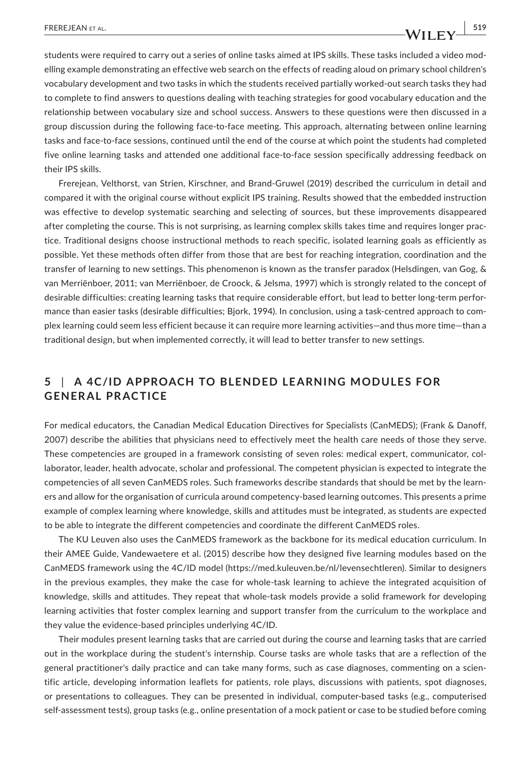students were required to carry out a series of online tasks aimed at IPS skills. These tasks included a video modelling example demonstrating an effective web search on the effects of reading aloud on primary school children's vocabulary development and two tasks in which the students received partially worked-out search tasks they had to complete to find answers to questions dealing with teaching strategies for good vocabulary education and the relationship between vocabulary size and school success. Answers to these questions were then discussed in a group discussion during the following face-to-face meeting. This approach, alternating between online learning tasks and face-to-face sessions, continued until the end of the course at which point the students had completed five online learning tasks and attended one additional face-to-face session specifically addressing feedback on their IPS skills.

Frerejean, Velthorst, van Strien, Kirschner, and Brand-Gruwel (2019) described the curriculum in detail and compared it with the original course without explicit IPS training. Results showed that the embedded instruction was effective to develop systematic searching and selecting of sources, but these improvements disappeared after completing the course. This is not surprising, as learning complex skills takes time and requires longer practice. Traditional designs choose instructional methods to reach specific, isolated learning goals as efficiently as possible. Yet these methods often differ from those that are best for reaching integration, coordination and the transfer of learning to new settings. This phenomenon is known as the transfer paradox (Helsdingen, van Gog, & van Merriënboer, 2011; van Merriënboer, de Croock, & Jelsma, 1997) which is strongly related to the concept of desirable difficulties: creating learning tasks that require considerable effort, but lead to better long-term performance than easier tasks (desirable difficulties; Bjork, 1994). In conclusion, using a task-centred approach to complex learning could seem less efficient because it can require more learning activities—and thus more time—than a traditional design, but when implemented correctly, it will lead to better transfer to new settings.

## 5 | A 4C/ID APPROACH TO BLENDED LEARNING MODULES FOR GENERAL PRACTICE

For medical educators, the Canadian Medical Education Directives for Specialists (CanMEDS); (Frank & Danoff, 2007) describe the abilities that physicians need to effectively meet the health care needs of those they serve. These competencies are grouped in a framework consisting of seven roles: medical expert, communicator, collaborator, leader, health advocate, scholar and professional. The competent physician is expected to integrate the competencies of all seven CanMEDS roles. Such frameworks describe standards that should be met by the learners and allow for the organisation of curricula around competency-based learning outcomes. This presents a prime example of complex learning where knowledge, skills and attitudes must be integrated, as students are expected to be able to integrate the different competencies and coordinate the different CanMEDS roles.

The KU Leuven also uses the CanMEDS framework as the backbone for its medical education curriculum. In their AMEE Guide, Vandewaetere et al. (2015) describe how they designed five learning modules based on the CanMEDS framework using the 4C/ID model (https://med.kuleuven.be/nl/levensechtleren). Similar to designers in the previous examples, they make the case for whole-task learning to achieve the integrated acquisition of knowledge, skills and attitudes. They repeat that whole-task models provide a solid framework for developing learning activities that foster complex learning and support transfer from the curriculum to the workplace and they value the evidence-based principles underlying 4C/ID.

Their modules present learning tasks that are carried out during the course and learning tasks that are carried out in the workplace during the student's internship. Course tasks are whole tasks that are a reflection of the general practitioner's daily practice and can take many forms, such as case diagnoses, commenting on a scientific article, developing information leaflets for patients, role plays, discussions with patients, spot diagnoses, or presentations to colleagues. They can be presented in individual, computer-based tasks (e.g., computerised self-assessment tests), group tasks (e.g., online presentation of a mock patient or case to be studied before coming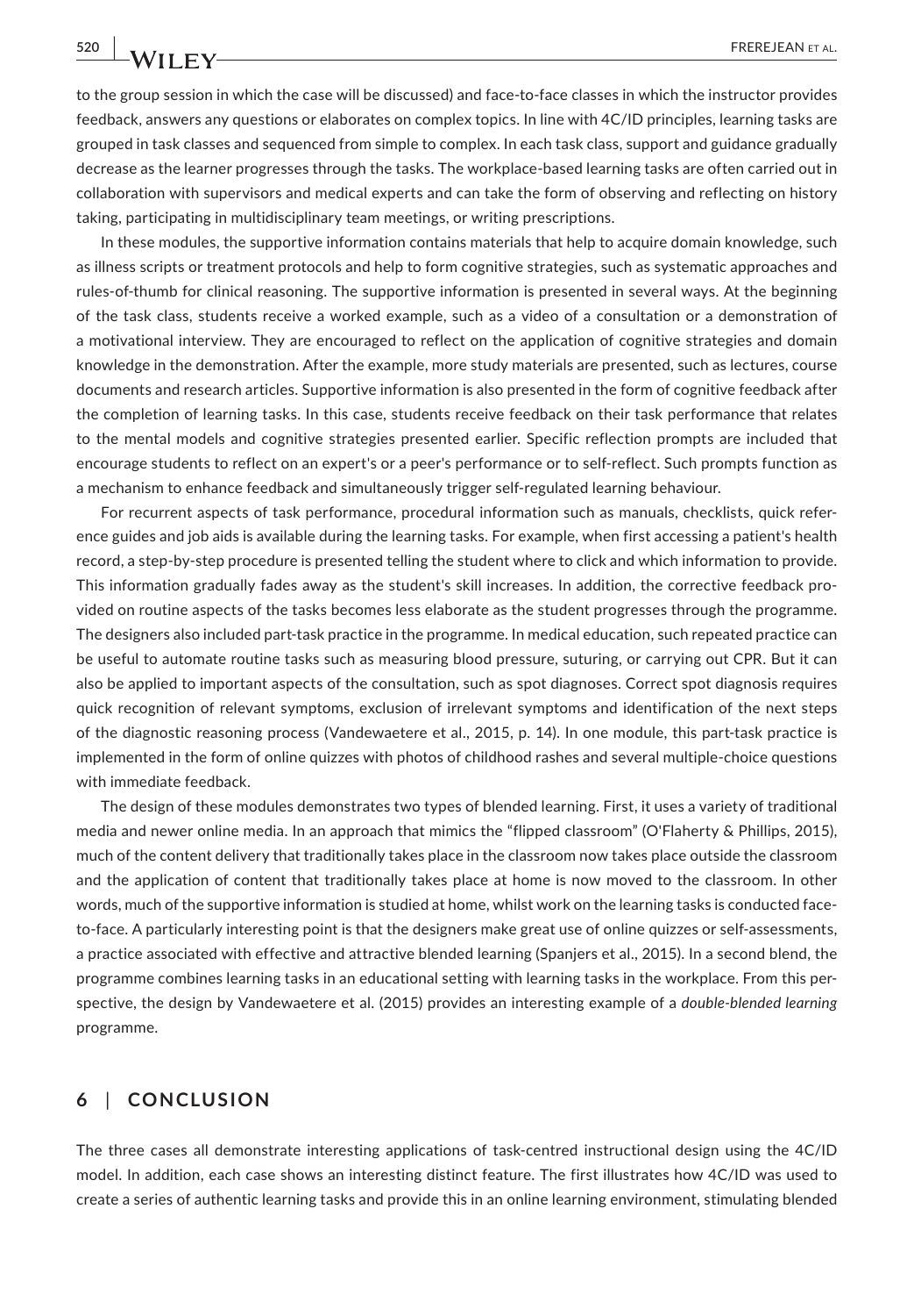to the group session in which the case will be discussed) and face-to-face classes in which the instructor provides feedback, answers any questions or elaborates on complex topics. In line with 4C/ID principles, learning tasks are grouped in task classes and sequenced from simple to complex. In each task class, support and guidance gradually decrease as the learner progresses through the tasks. The workplace-based learning tasks are often carried out in collaboration with supervisors and medical experts and can take the form of observing and reflecting on history taking, participating in multidisciplinary team meetings, or writing prescriptions.

In these modules, the supportive information contains materials that help to acquire domain knowledge, such as illness scripts or treatment protocols and help to form cognitive strategies, such as systematic approaches and rules-of-thumb for clinical reasoning. The supportive information is presented in several ways. At the beginning of the task class, students receive a worked example, such as a video of a consultation or a demonstration of a motivational interview. They are encouraged to reflect on the application of cognitive strategies and domain knowledge in the demonstration. After the example, more study materials are presented, such as lectures, course documents and research articles. Supportive information is also presented in the form of cognitive feedback after the completion of learning tasks. In this case, students receive feedback on their task performance that relates to the mental models and cognitive strategies presented earlier. Specific reflection prompts are included that encourage students to reflect on an expert's or a peer's performance or to self-reflect. Such prompts function as a mechanism to enhance feedback and simultaneously trigger self-regulated learning behaviour.

For recurrent aspects of task performance, procedural information such as manuals, checklists, quick reference guides and job aids is available during the learning tasks. For example, when first accessing a patient's health record, a step-by-step procedure is presented telling the student where to click and which information to provide. This information gradually fades away as the student's skill increases. In addition, the corrective feedback provided on routine aspects of the tasks becomes less elaborate as the student progresses through the programme. The designers also included part-task practice in the programme. In medical education, such repeated practice can be useful to automate routine tasks such as measuring blood pressure, suturing, or carrying out CPR. But it can also be applied to important aspects of the consultation, such as spot diagnoses. Correct spot diagnosis requires quick recognition of relevant symptoms, exclusion of irrelevant symptoms and identification of the next steps of the diagnostic reasoning process (Vandewaetere et al., 2015, p. 14). In one module, this part-task practice is implemented in the form of online quizzes with photos of childhood rashes and several multiple-choice questions with immediate feedback.

The design of these modules demonstrates two types of blended learning. First, it uses a variety of traditional media and newer online media. In an approach that mimics the "flipped classroom" (O'Flaherty & Phillips, 2015), much of the content delivery that traditionally takes place in the classroom now takes place outside the classroom and the application of content that traditionally takes place at home is now moved to the classroom. In other words, much of the supportive information is studied at home, whilst work on the learning tasks is conducted face-to-face. A particularly interesting point is that the designers make great use of online quizzes or self-assessments, a practice associated with effective and attractive blended learning (Spanjers et al., 2015). In a second blend, the programme combines learning tasks in an educational setting with learning tasks in the workplace. From this perspective, the design by Vandewaetere et al. (2015) provides an interesting example of a *double-blended learning* programme.

## 6 | CONCLUSION

The three cases all demonstrate interesting applications of task-centred instructional design using the 4C/ID model. In addition, each case shows an interesting distinct feature. The first illustrates how 4C/ID was used to create a series of authentic learning tasks and provide this in an online learning environment, stimulating blended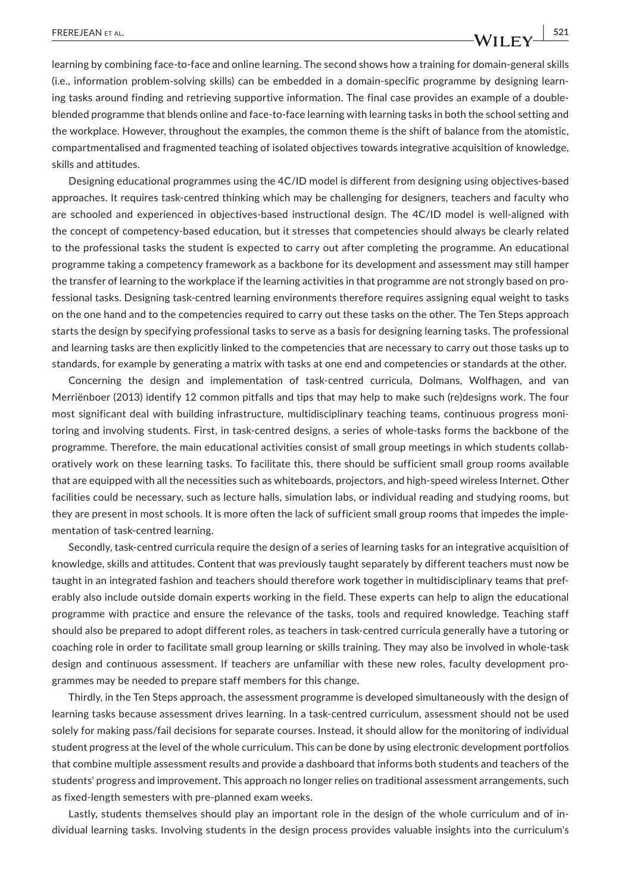learning by combining face-to-face and online learning. The second shows how a training for domain-general skills (i.e., information problem-solving skills) can be embedded in a domain-specific programme by designing learning tasks around finding and retrieving supportive information. The final case provides an example of a double-blended programme that blends online and face-to-face learning with learning tasks in both the school setting and the workplace. However, throughout the examples, the common theme is the shift of balance from the atomistic, compartmentalised and fragmented teaching of isolated objectives towards integrative acquisition of knowledge, skills and attitudes.

Designing educational programmes using the 4C/ID model is different from designing using objectives-based approaches. It requires task-centred thinking which may be challenging for designers, teachers and faculty who are schooled and experienced in objectives-based instructional design. The 4C/ID model is well-aligned with the concept of competency-based education, but it stresses that competencies should always be clearly related to the professional tasks the student is expected to carry out after completing the programme. An educational programme taking a competency framework as a backbone for its development and assessment may still hamper the transfer of learning to the workplace if the learning activities in that programme are not strongly based on professional tasks. Designing task-centred learning environments therefore requires assigning equal weight to tasks on the one hand and to the competencies required to carry out these tasks on the other. The Ten Steps approach starts the design by specifying professional tasks to serve as a basis for designing learning tasks. The professional and learning tasks are then explicitly linked to the competencies that are necessary to carry out those tasks up to standards, for example by generating a matrix with tasks at one end and competencies or standards at the other.

Concerning the design and implementation of task-centred curricula, Dolmans, Wolfhagen, and van Merriënboer (2013) identify 12 common pitfalls and tips that may help to make such (re)designs work. The four most significant deal with building infrastructure, multidisciplinary teaching teams, continuous progress monitoring and involving students. First, in task-centred designs, a series of whole-tasks forms the backbone of the programme. Therefore, the main educational activities consist of small group meetings in which students collaboratively work on these learning tasks. To facilitate this, there should be sufficient small group rooms available that are equipped with all the necessities such as whiteboards, projectors, and high-speed wireless Internet. Other facilities could be necessary, such as lecture halls, simulation labs, or individual reading and studying rooms, but they are present in most schools. It is more often the lack of sufficient small group rooms that impedes the implementation of task-centred learning.

Secondly, task-centred curricula require the design of a series of learning tasks for an integrative acquisition of knowledge, skills and attitudes. Content that was previously taught separately by different teachers must now be taught in an integrated fashion and teachers should therefore work together in multidisciplinary teams that preferably also include outside domain experts working in the field. These experts can help to align the educational programme with practice and ensure the relevance of the tasks, tools and required knowledge. Teaching staff should also be prepared to adopt different roles, as teachers in task-centred curricula generally have a tutoring or coaching role in order to facilitate small group learning or skills training. They may also be involved in whole-task design and continuous assessment. If teachers are unfamiliar with these new roles, faculty development programmes may be needed to prepare staff members for this change.

Thirdly, in the Ten Steps approach, the assessment programme is developed simultaneously with the design of learning tasks because assessment drives learning. In a task-centred curriculum, assessment should not be used solely for making pass/fail decisions for separate courses. Instead, it should allow for the monitoring of individual student progress at the level of the whole curriculum. This can be done by using electronic development portfolios that combine multiple assessment results and provide a dashboard that informs both students and teachers of the students' progress and improvement. This approach no longer relies on traditional assessment arrangements, such as fixed-length semesters with pre-planned exam weeks.

Lastly, students themselves should play an important role in the design of the whole curriculum and of individual learning tasks. Involving students in the design process provides valuable insights into the curriculum's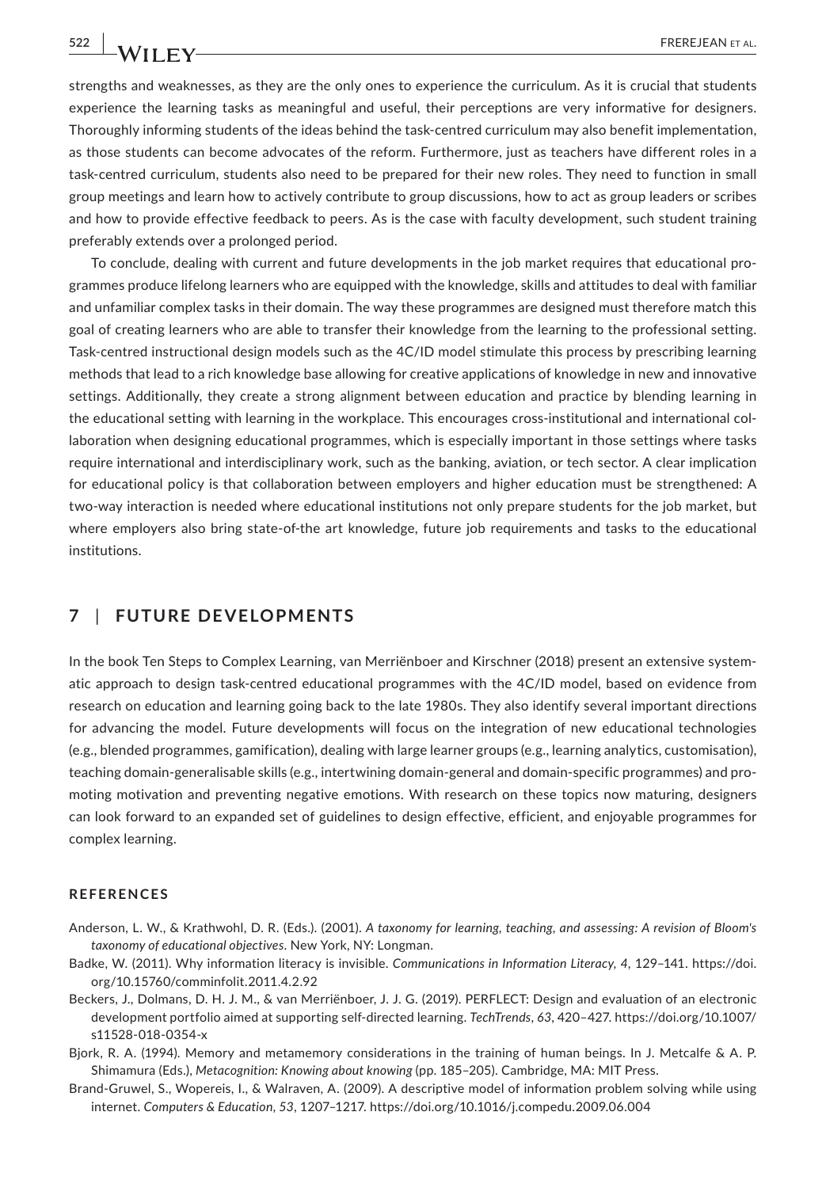strengths and weaknesses, as they are the only ones to experience the curriculum. As it is crucial that students experience the learning tasks as meaningful and useful, their perceptions are very informative for designers. Thoroughly informing students of the ideas behind the task-centred curriculum may also benefit implementation, as those students can become advocates of the reform. Furthermore, just as teachers have different roles in a task-centred curriculum, students also need to be prepared for their new roles. They need to function in small group meetings and learn how to actively contribute to group discussions, how to act as group leaders or scribes and how to provide effective feedback to peers. As is the case with faculty development, such student training preferably extends over a prolonged period.

To conclude, dealing with current and future developments in the job market requires that educational programmes produce lifelong learners who are equipped with the knowledge, skills and attitudes to deal with familiar and unfamiliar complex tasks in their domain. The way these programmes are designed must therefore match this goal of creating learners who are able to transfer their knowledge from the learning to the professional setting. Task-centred instructional design models such as the 4C/ID model stimulate this process by prescribing learning methods that lead to a rich knowledge base allowing for creative applications of knowledge in new and innovative settings. Additionally, they create a strong alignment between education and practice by blending learning in the educational setting with learning in the workplace. This encourages cross-institutional and international collaboration when designing educational programmes, which is especially important in those settings where tasks require international and interdisciplinary work, such as the banking, aviation, or tech sector. A clear implication for educational policy is that collaboration between employers and higher education must be strengthened: A two-way interaction is needed where educational institutions not only prepare students for the job market, but where employers also bring state-of-the art knowledge, future job requirements and tasks to the educational institutions.

## 7 | FUTURE DEVELOPMENTS

In the book Ten Steps to Complex Learning, van Merriënboer and Kirschner (2018) present an extensive systematic approach to design task-centred educational programmes with the 4C/ID model, based on evidence from research on education and learning going back to the late 1980s. They also identify several important directions for advancing the model. Future developments will focus on the integration of new educational technologies (e.g., blended programmes, gamification), dealing with large learner groups (e.g., learning analytics, customisation), teaching domain-generalisable skills (e.g., intertwining domain-general and domain-specific programmes) and promoting motivation and preventing negative emotions. With research on these topics now maturing, designers can look forward to an expanded set of guidelines to design effective, efficient, and enjoyable programmes for complex learning.

### REFERENCES

Anderson, L. W., & Krathwohl, D. R. (Eds.). (2001). *A taxonomy for learning, teaching, and assessing: A revision of Bloom's taxonomy of educational objectives*. New York, NY: Longman.

Badke, W. (2011). Why information literacy is invisible. *Communications in Information Literacy*, *4*, 129–141. https://doi.org/10.15760/comminfolit.2011.4.2.92

Beckers, J., Dolmans, D. H. J. M., & van Merriënboer, J. J. G. (2019). PERFLECT: Design and evaluation of an electronic development portfolio aimed at supporting self-directed learning. *TechTrends*, *63*, 420–427. https://doi.org/10.1007/s11528-018-0354-x

Bjork, R. A. (1994). Memory and metamemory considerations in the training of human beings. In J. Metcalfe & A. P. Shimamura (Eds.), *Metacognition: Knowing about knowing* (pp. 185–205). Cambridge, MA: MIT Press.

Brand-Gruwel, S., Wopereis, I., & Walraven, A. (2009). A descriptive model of information problem solving while using internet. *Computers & Education*, *53*, 1207–1217. https://doi.org/10.1016/j.compedu.2009.06.004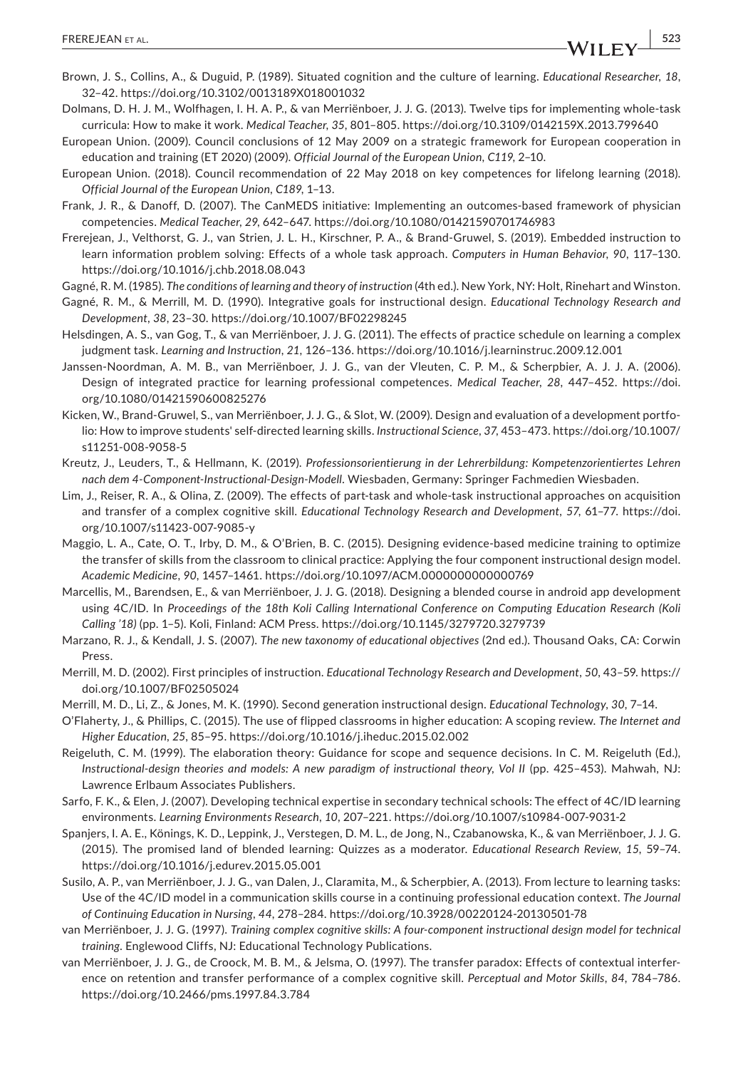Brown, J. S., Collins, A., & Duguid, P. (1989). Situated cognition and the culture of learning. *Educational Researcher*, *18*, 32–42. https://doi.org/10.3102/0013189X018001032

Dolmans, D. H. J. M., Wolfhagen, I. H. A. P., & van Merriënboer, J. J. G. (2013). Twelve tips for implementing whole-task curricula: How to make it work. *Medical Teacher*, *35*, 801–805. https://doi.org/10.3109/0142159X.2013.799640

European Union. (2009). Council conclusions of 12 May 2009 on a strategic framework for European cooperation in education and training (ET 2020) (2009). *Official Journal of the European Union*, *C119*, 2–10.

European Union. (2018). Council recommendation of 22 May 2018 on key competences for lifelong learning (2018). *Official Journal of the European Union*, *C189*, 1–13.

Frank, J. R., & Danoff, D. (2007). The CanMEDS initiative: Implementing an outcomes-based framework of physician competencies. *Medical Teacher*, *29*, 642–647. https://doi.org/10.1080/01421590701746983

Frerejean, J., Velthorst, G. J., van Strien, J. L. H., Kirschner, P. A., & Brand-Gruwel, S. (2019). Embedded instruction to learn information problem solving: Effects of a whole task approach. *Computers in Human Behavior*, *90*, 117–130. https://doi.org/10.1016/j.chb.2018.08.043

Gagné, R. M. (1985). *The conditions of learning and theory of instruction* (4th ed.). New York, NY: Holt, Rinehart and Winston.

Gagné, R. M., & Merrill, M. D. (1990). Integrative goals for instructional design. *Educational Technology Research and Development*, *38*, 23–30. https://doi.org/10.1007/BF02298245

Helsdingen, A. S., van Gog, T., & van Merriënboer, J. J. G. (2011). The effects of practice schedule on learning a complex judgment task. *Learning and Instruction*, *21*, 126–136. https://doi.org/10.1016/j.learninstruc.2009.12.001

Janssen-Noordman, A. M. B., van Merriënboer, J. J. G., van der Vleuten, C. P. M., & Scherpbier, A. J. J. A. (2006). Design of integrated practice for learning professional competences. *Medical Teacher*, *28*, 447–452. https://doi.org/10.1080/01421590600825276

Kicken, W., Brand-Gruwel, S., van Merriënboer, J. J. G., & Slot, W. (2009). Design and evaluation of a development portfolio: How to improve students' self-directed learning skills. *Instructional Science*, *37*, 453–473. https://doi.org/10.1007/s11251-008-9058-5

Kreutz, J., Leuders, T., & Hellmann, K. (2019). *Professionsorientierung in der Lehrerbildung: Kompetenzorientiertes Lehren nach dem 4-Component-Instructional-Design-Modell*. Wiesbaden, Germany: Springer Fachmedien Wiesbaden.

Lim, J., Reiser, R. A., & Olina, Z. (2009). The effects of part-task and whole-task instructional approaches on acquisition and transfer of a complex cognitive skill. *Educational Technology Research and Development*, *57*, 61–77. https://doi.org/10.1007/s11423-007-9085-y

Maggio, L. A., Cate, O. T., Irby, D. M., & O'Brien, B. C. (2015). Designing evidence-based medicine training to optimize the transfer of skills from the classroom to clinical practice: Applying the four component instructional design model. *Academic Medicine*, *90*, 1457–1461. https://doi.org/10.1097/ACM.0000000000000769

Marcellis, M., Barendsen, E., & van Merriënboer, J. J. G. (2018). Designing a blended course in android app development using 4C/ID. In *Proceedings of the 18th Koli Calling International Conference on Computing Education Research (Koli Calling '18)* (pp. 1–5). Koli, Finland: ACM Press. https://doi.org/10.1145/3279720.3279739

Marzano, R. J., & Kendall, J. S. (2007). *The new taxonomy of educational objectives* (2nd ed.). Thousand Oaks, CA: Corwin Press.

Merrill, M. D. (2002). First principles of instruction. *Educational Technology Research and Development*, *50*, 43–59. https://doi.org/10.1007/BF02505024

Merrill, M. D., Li, Z., & Jones, M. K. (1990). Second generation instructional design. *Educational Technology*, *30*, 7–14.

O'Flaherty, J., & Phillips, C. (2015). The use of flipped classrooms in higher education: A scoping review. *The Internet and Higher Education*, *25*, 85–95. https://doi.org/10.1016/j.iheduc.2015.02.002

Reigeluth, C. M. (1999). The elaboration theory: Guidance for scope and sequence decisions. In C. M. Reigeluth (Ed.), *Instructional-design theories and models: A new paradigm of instructional theory, Vol II* (pp. 425–453). Mahwah, NJ: Lawrence Erlbaum Associates Publishers.

Sarfo, F. K., & Elen, J. (2007). Developing technical expertise in secondary technical schools: The effect of 4C/ID learning environments. *Learning Environments Research*, *10*, 207–221. https://doi.org/10.1007/s10984-007-9031-2

Spanjers, I. A. E., Könings, K. D., Leppink, J., Verstegen, D. M. L., de Jong, N., Czabanowska, K., & van Merriënboer, J. J. G. (2015). The promised land of blended learning: Quizzes as a moderator. *Educational Research Review*, *15*, 59–74. https://doi.org/10.1016/j.edurev.2015.05.001

Susilo, A. P., van Merriënboer, J. J. G., van Dalen, J., Claramita, M., & Scherpbier, A. (2013). From lecture to learning tasks: Use of the 4C/ID model in a communication skills course in a continuing professional education context. *The Journal of Continuing Education in Nursing*, *44*, 278–284. https://doi.org/10.3928/00220124-20130501-78

van Merriënboer, J. J. G. (1997). *Training complex cognitive skills: A four-component instructional design model for technical training*. Englewood Cliffs, NJ: Educational Technology Publications.

van Merriënboer, J. J. G., de Croock, M. B. M., & Jelsma, O. (1997). The transfer paradox: Effects of contextual interference on retention and transfer performance of a complex cognitive skill. *Perceptual and Motor Skills*, *84*, 784–786. https://doi.org/10.2466/pms.1997.84.3.784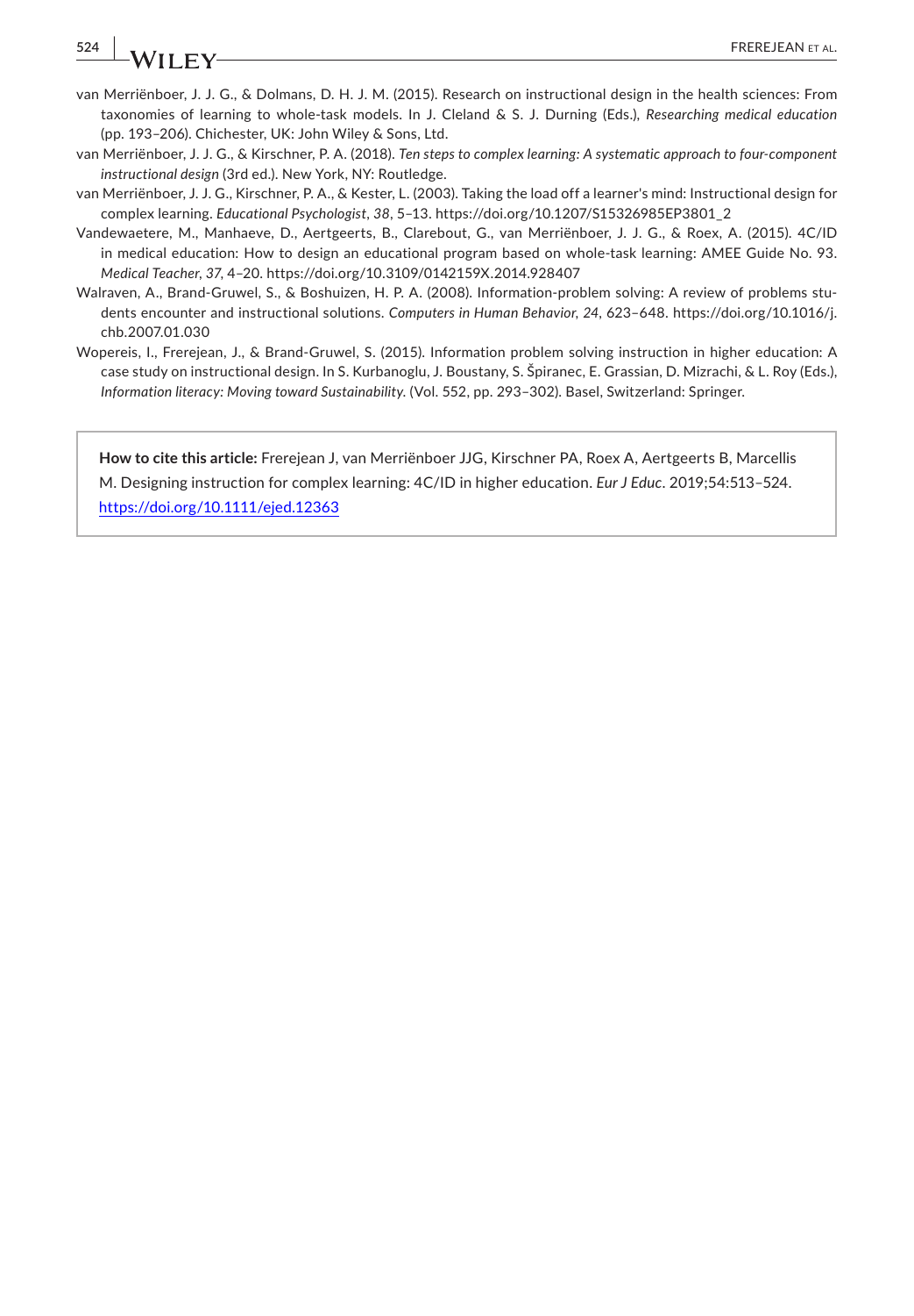van Merriënboer, J. J. G., & Dolmans, D. H. J. M. (2015). Research on instructional design in the health sciences: From taxonomies of learning to whole-task models. In J. Cleland & S. J. Durning (Eds.), *Researching medical education* (pp. 193–206). Chichester, UK: John Wiley & Sons, Ltd.

van Merriënboer, J. J. G., & Kirschner, P. A. (2018). *Ten steps to complex learning: A systematic approach to four-component instructional design* (3rd ed.). New York, NY: Routledge.

van Merriënboer, J. J. G., Kirschner, P. A., & Kester, L. (2003). Taking the load off a learner's mind: Instructional design for complex learning. *Educational Psychologist*, *38*, 5–13. https://doi.org/10.1207/S15326985EP3801_2

Vandewaetere, M., Manhaeve, D., Aertgeerts, B., Clarebout, G., van Merriënboer, J. J. G., & Roex, A. (2015). 4C/ID in medical education: How to design an educational program based on whole-task learning: AMEE Guide No. 93. *Medical Teacher*, *37*, 4–20. https://doi.org/10.3109/0142159X.2014.928407

Walraven, A., Brand-Gruwel, S., & Boshuizen, H. P. A. (2008). Information-problem solving: A review of problems students encounter and instructional solutions. *Computers in Human Behavior*, *24*, 623–648. https://doi.org/10.1016/j.chb.2007.01.030

Wopereis, I., Frerejean, J., & Brand-Gruwel, S. (2015). Information problem solving instruction in higher education: A case study on instructional design. In S. Kurbanoglu, J. Boustany, S. Špiranec, E. Grassian, D. Mizrachi, & L. Roy (Eds.), *Information literacy: Moving toward Sustainability*. (Vol. 552, pp. 293–302). Basel, Switzerland: Springer.

**How to cite this article:** Frerejean J, van Merriënboer JJG, Kirschner PA, Roex A, Aertgeerts B, Marcellis M. Designing instruction for complex learning: 4C/ID in higher education. *Eur J Educ*. 2019;54:513–524. https://doi.org/10.1111/ejed.12363